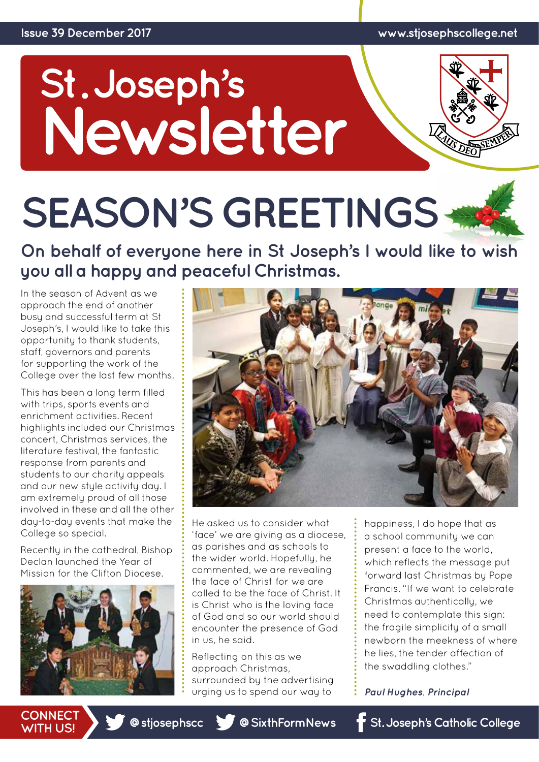Issue 39 December 2017

www.stjosephscollege.net

# St. Joseph's Newsletter

# SEASON'S GREETINGS

## On behalf of everyone here in St Joseph's I would like to wish you all a happy and peaceful Christmas.

In the season of Advent as we approach the end of another busy and successful term at St Joseph's, I would like to take this opportunity to thank students, staff, governors and parents for supporting the work of the College over the last few months.

This has been a long term filled with trips, sports events and enrichment activities. Recent highlights included our Christmas concert, Christmas services, the literature festival, the fantastic response from parents and students to our charity appeals and our new style activity day. I am extremely proud of all those involved in these and all the other day-to-day events that make the College so special.

Recently in the cathedral, Bishop Declan launched the Year of Mission for the Clifton Diocese.

He asked us to consider what 'face' we are giving as a diocese, as parishes and as schools to the wider world. Hopefully, he commented, we are revealing the face of Christ for we are called to be the face of Christ. It is Christ who is the loving face of God and so our world should encounter the presence of God in us, he said.

Reflecting on this as we approach Christmas, surrounded by the advertising urging us to spend our way to happiness, I do hope that as a school community we can present a face to the world, which reflects the message put forward last Christmas by Pope Francis. "If we want to celebrate Christmas authentically, we need to contemplate this sign: the fragile simplicity of a small newborn the meekness of where he lies, the tender affection of the swaddling clothes."

***Paul Hughes**, Principal*

CONNECT WITH US! @stjosephscc @SixthFormNews St. Joseph's Catholic College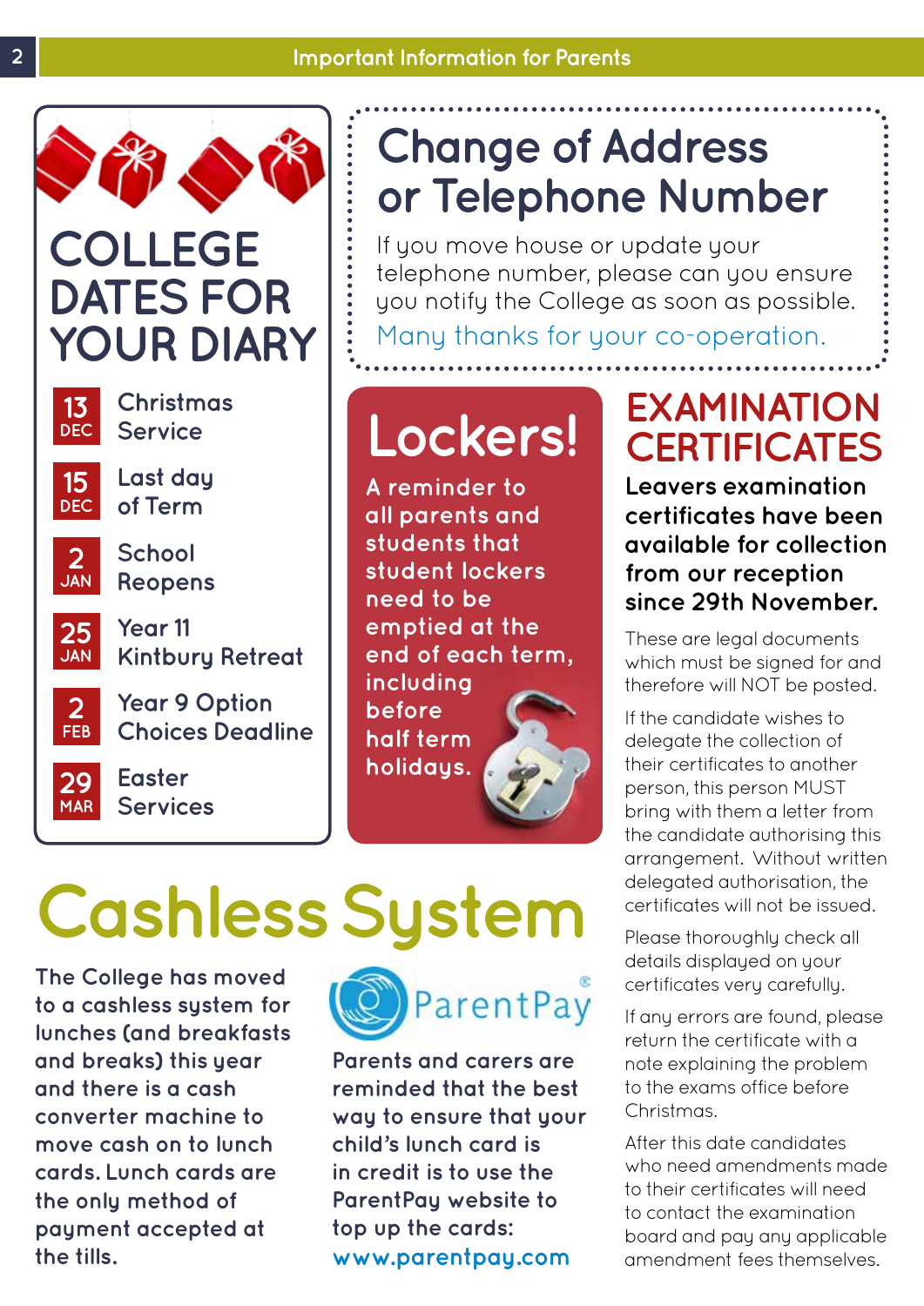## COLLEGE DATES FOR YOUR DIARY

- **13 DEC** – Christmas Service
- **15 DEC** – Last day of Term
- **2 JAN** – School Reopens
- **25 JAN** – Year 11 Kintbury Retreat
- **2 FEB** – Year 9 Option Choices Deadline
- **29 MAR** – Easter Services

## Change of Address or Telephone Number

If you move house or update your telephone number, please can you ensure you notify the College as soon as possible.

Many thanks for your co-operation.

## Lockers!

A reminder to all parents and students that student lockers need to be emptied at the end of each term, including before half term holidays.

## EXAMINATION CERTIFICATES

**Leavers examination certificates have been available for collection from our reception since 29th November.**

These are legal documents which must be signed for and therefore will NOT be posted.

If the candidate wishes to delegate the collection of their certificates to another person, this person MUST bring with them a letter from the candidate authorising this arrangement. Without written delegated authorisation, the certificates will not be issued.

Please thoroughly check all details displayed on your certificates very carefully.

If any errors are found, please return the certificate with a note explaining the problem to the exams office before Christmas.

After this date candidates who need amendments made to their certificates will need to contact the examination board and pay any applicable amendment fees themselves.

## Cashless System

The College has moved to a cashless system for lunches (and breakfasts and breaks) this year and there is a cash converter machine to move cash on to lunch cards. Lunch cards are the only method of payment accepted at the tills.

ParentPay

Parents and carers are reminded that the best way to ensure that your child's lunch card is in credit is to use the ParentPay website to top up the cards: www.parentpay.com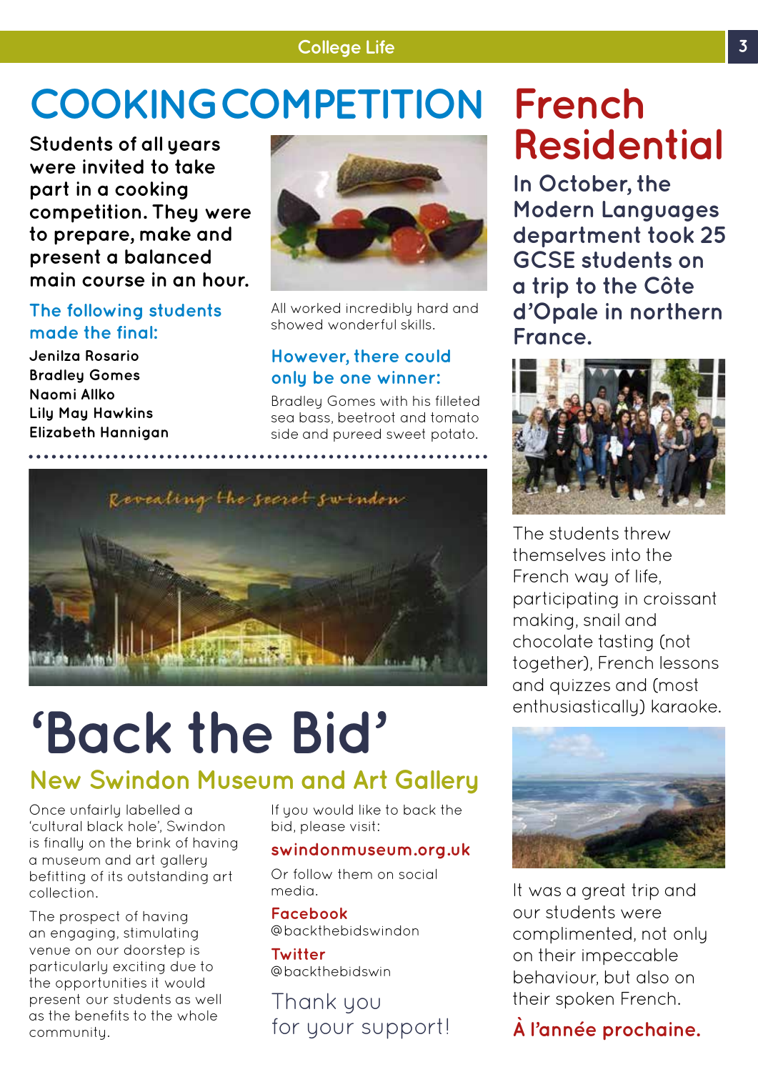# COOKING COMPETITION

**Students of all years were invited to take part in a cooking competition. They were to prepare, make and present a balanced main course in an hour.**

### The following students made the final:

**Jenilza Rosario**
**Bradley Gomes**
**Naomi Allko**
**Lily May Hawkins**
**Elizabeth Hannigan**

All worked incredibly hard and showed wonderful skills.

### However, there could only be one winner:

Bradley Gomes with his filleted sea bass, beetroot and tomato side and pureed sweet potato.

Revealing the secret swindon

# 'Back the Bid'

## New Swindon Museum and Art Gallery

Once unfairly labelled a 'cultural black hole', Swindon is finally on the brink of having a museum and art gallery befitting of its outstanding art collection.

The prospect of having an engaging, stimulating venue on our doorstep is particularly exciting due to the opportunities it would present our students as well as the benefits to the whole community.

If you would like to back the bid, please visit:

**swindonmuseum.org.uk**

Or follow them on social media.

**Facebook**
@backthebidswindon

**Twitter**
@backthebidswin

Thank you for your support!

# French Residential

**In October, the Modern Languages department took 25 GCSE students on a trip to the Côte d'Opale in northern France.**

The students threw themselves into the French way of life, participating in croissant making, snail and chocolate tasting (not together), French lessons and quizzes and (most enthusiastically) karaoke.

It was a great trip and our students were complimented, not only on their impeccable behaviour, but also on their spoken French.

**À l'année prochaine.**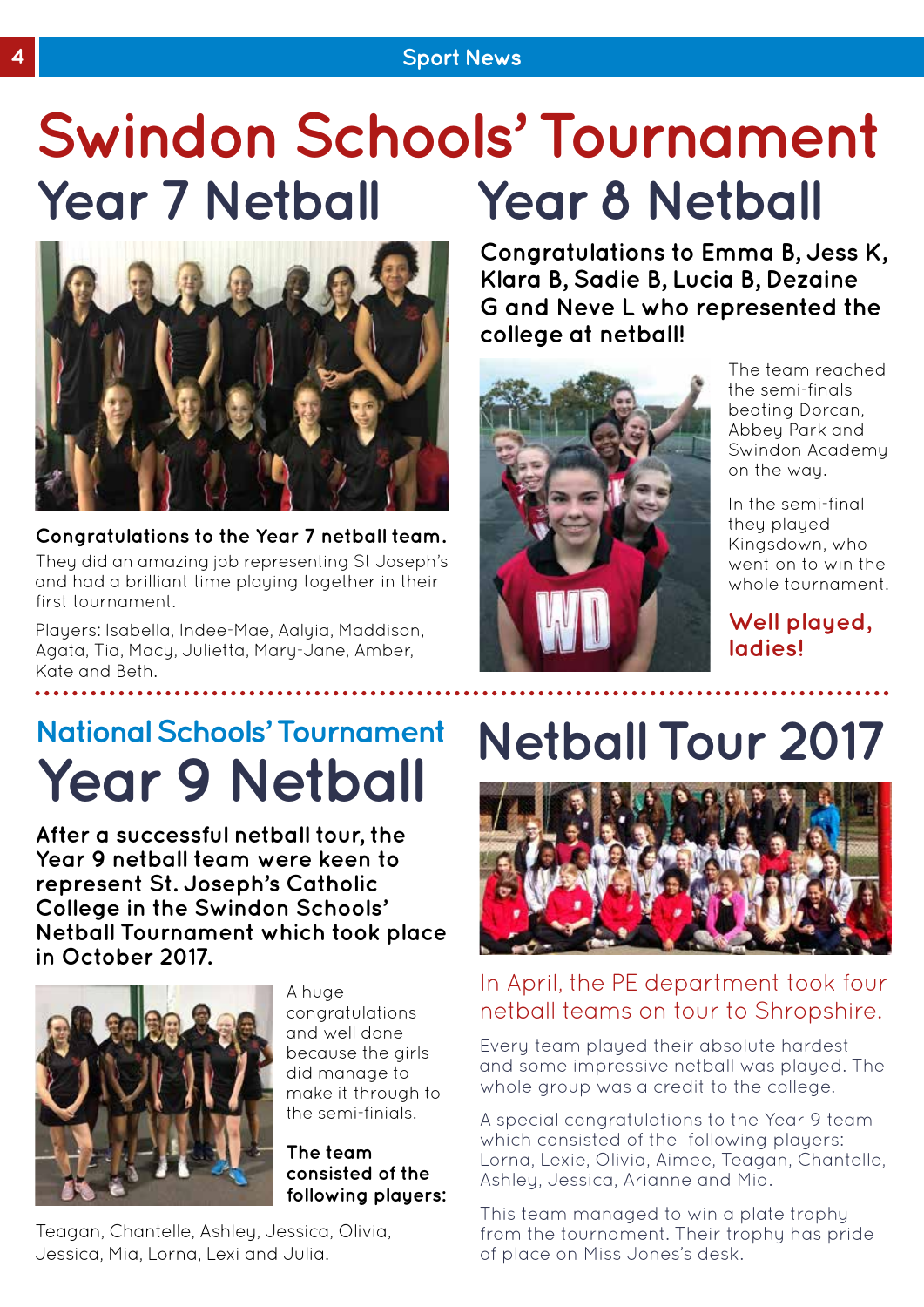# Swindon Schools' Tournament

## Year 7 Netball

**Congratulations to the Year 7 netball team.**

They did an amazing job representing St Joseph's and had a brilliant time playing together in their first tournament.

Players: Isabella, Indee-Mae, Aalyia, Maddison, Agata, Tia, Macy, Julietta, Mary-Jane, Amber, Kate and Beth.

## Year 8 Netball

**Congratulations to Emma B, Jess K, Klara B, Sadie B, Lucia B, Dezaine G and Neve L who represented the college at netball!**

The team reached the semi-finals beating Dorcan, Abbey Park and Swindon Academy on the way.

In the semi-final they played Kingsdown, who went on to win the whole tournament.

**Well played, ladies!**

### National Schools' Tournament

## Year 9 Netball

**After a successful netball tour, the Year 9 netball team were keen to represent St. Joseph's Catholic College in the Swindon Schools' Netball Tournament which took place in October 2017.**

A huge congratulations and well done because the girls did manage to make it through to the semi-finials.

**The team consisted of the following players:**

Teagan, Chantelle, Ashley, Jessica, Olivia, Jessica, Mia, Lorna, Lexi and Julia.

## Netball Tour 2017

In April, the PE department took four netball teams on tour to Shropshire.

Every team played their absolute hardest and some impressive netball was played. The whole group was a credit to the college.

A special congratulations to the Year 9 team which consisted of the following players: Lorna, Lexie, Olivia, Aimee, Teagan, Chantelle, Ashley, Jessica, Arianne and Mia.

This team managed to win a plate trophy from the tournament. Their trophy has pride of place on Miss Jones's desk.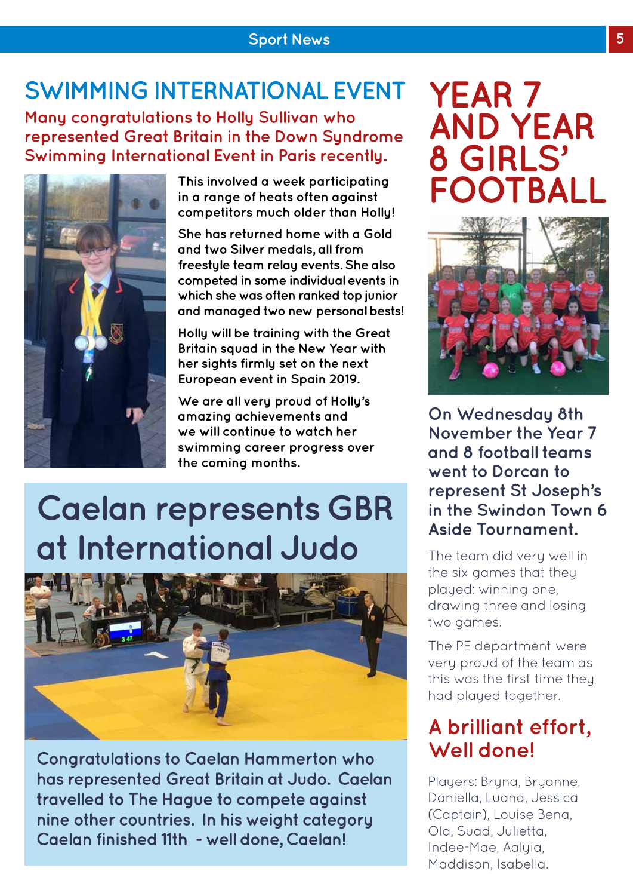## SWIMMING INTERNATIONAL EVENT

**Many congratulations to Holly Sullivan who represented Great Britain in the Down Syndrome Swimming International Event in Paris recently.**

This involved a week participating in a range of heats often against competitors much older than Holly!

She has returned home with a Gold and two Silver medals, all from freestyle team relay events. She also competed in some individual events in which she was often ranked top junior and managed two new personal bests!

Holly will be training with the Great Britain squad in the New Year with her sights firmly set on the next European event in Spain 2019.

We are all very proud of Holly's amazing achievements and we will continue to watch her swimming career progress over the coming months.

## Caelan represents GBR at International Judo

Congratulations to Caelan Hammerton who has represented Great Britain at Judo. Caelan travelled to The Hague to compete against nine other countries. In his weight category Caelan finished 11th - well done, Caelan!

## YEAR 7 AND YEAR 8 GIRLS' FOOTBALL

**On Wednesday 8th November the Year 7 and 8 football teams went to Dorcan to represent St Joseph's in the Swindon Town 6 Aside Tournament.**

The team did very well in the six games that they played: winning one, drawing three and losing two games.

The PE department were very proud of the team as this was the first time they had played together.

### A brilliant effort, Well done!

Players: Bryna, Bryanne, Daniella, Luana, Jessica (Captain), Louise Bena, Ola, Suad, Julietta, Indee-Mae, Aalyia, Maddison, Isabella.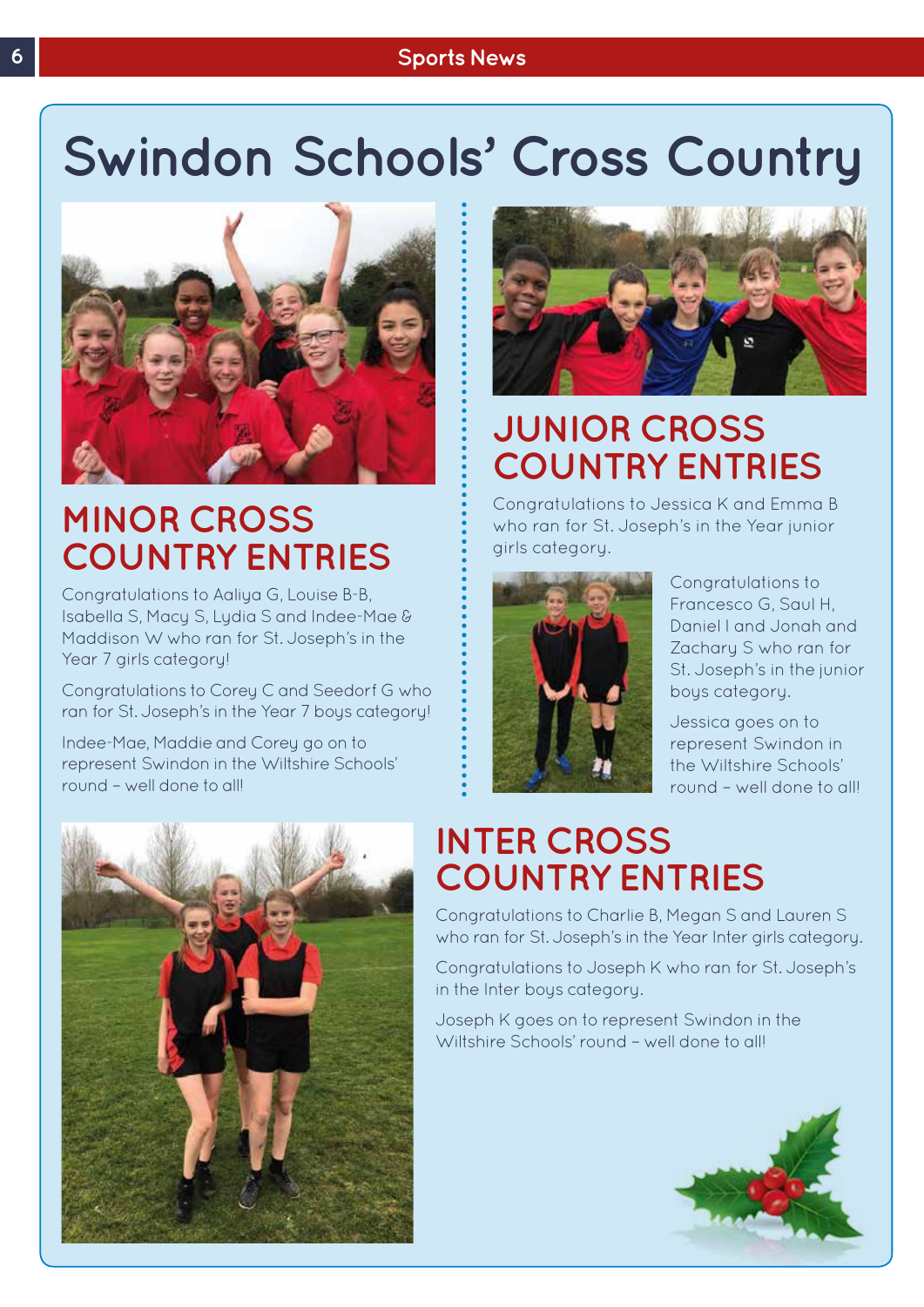# Swindon Schools' Cross Country

## MINOR CROSS COUNTRY ENTRIES

Congratulations to Aaliya G, Louise B-B, Isabella S, Macy S, Lydia S and Indee-Mae & Maddison W who ran for St. Joseph's in the Year 7 girls category!

Congratulations to Corey C and Seedorf G who ran for St. Joseph's in the Year 7 boys category!

Indee-Mae, Maddie and Corey go on to represent Swindon in the Wiltshire Schools' round – well done to all!

## JUNIOR CROSS COUNTRY ENTRIES

Congratulations to Jessica K and Emma B who ran for St. Joseph's in the Year junior girls category.

Congratulations to Francesco G, Saul H, Daniel I and Jonah and Zachary S who ran for St. Joseph's in the junior boys category.

Jessica goes on to represent Swindon in the Wiltshire Schools' round – well done to all!

## INTER CROSS COUNTRY ENTRIES

Congratulations to Charlie B, Megan S and Lauren S who ran for St. Joseph's in the Year Inter girls category.

Congratulations to Joseph K who ran for St. Joseph's in the Inter boys category.

Joseph K goes on to represent Swindon in the Wiltshire Schools' round – well done to all!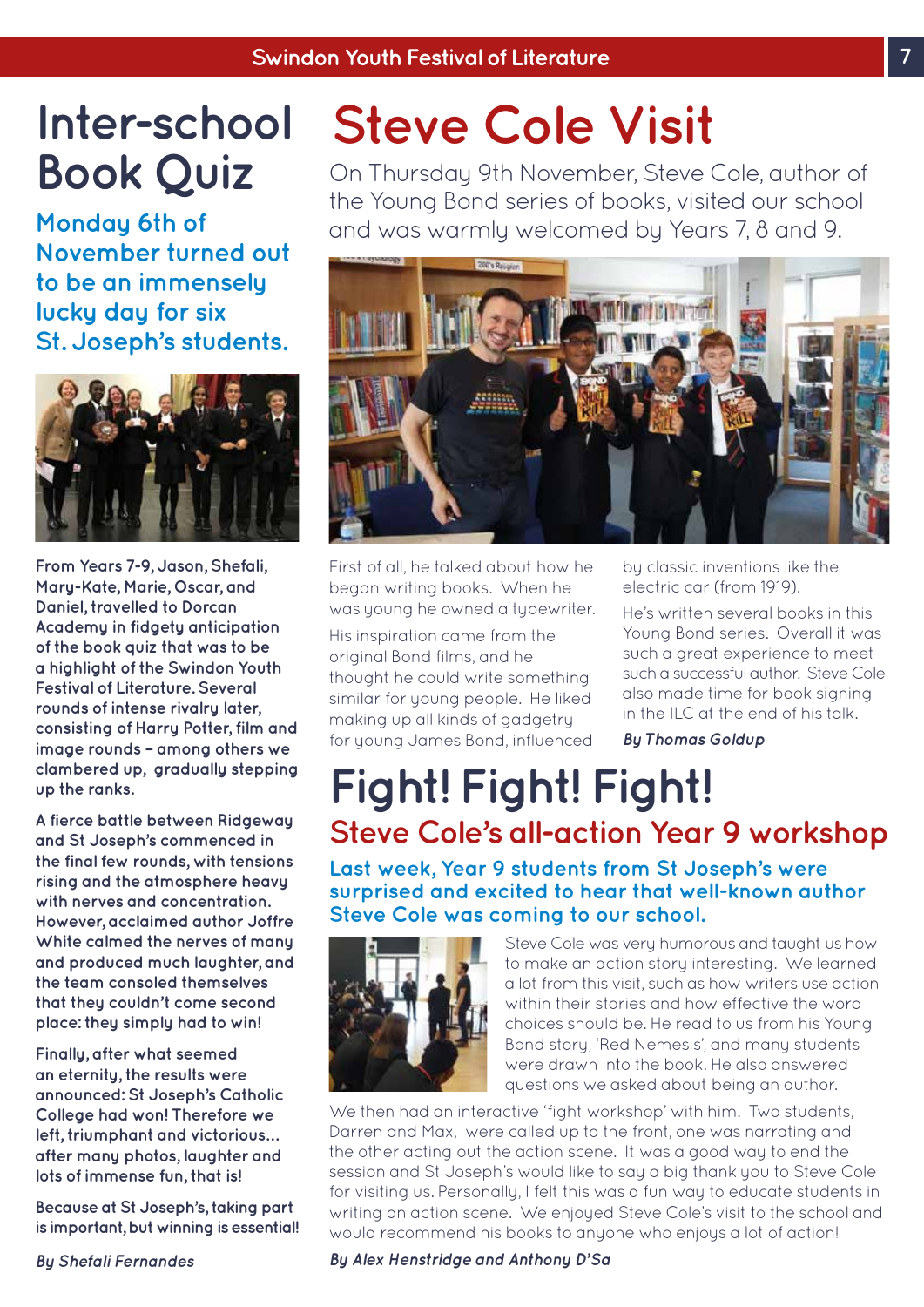# Inter-school Book Quiz

**Monday 6th of November turned out to be an immensely lucky day for six St. Joseph's students.**

From Years 7-9, Jason, Shefali, Mary-Kate, Marie, Oscar, and Daniel, travelled to Dorcan Academy in fidgety anticipation of the book quiz that was to be a highlight of the Swindon Youth Festival of Literature. Several rounds of intense rivalry later, consisting of Harry Potter, film and image rounds – among others we clambered up, gradually stepping up the ranks.

A fierce battle between Ridgeway and St Joseph's commenced in the final few rounds, with tensions rising and the atmosphere heavy with nerves and concentration. However, acclaimed author Joffre White calmed the nerves of many and produced much laughter, and the team consoled themselves that they couldn't come second place: they simply had to win!

Finally, after what seemed an eternity, the results were announced: St Joseph's Catholic College had won! Therefore we left, triumphant and victorious... after many photos, laughter and lots of immense fun, that is!

Because at St Joseph's, taking part is important, but winning is essential!

*By Shefali Fernandes*

# Steve Cole Visit

On Thursday 9th November, Steve Cole, author of the Young Bond series of books, visited our school and was warmly welcomed by Years 7, 8 and 9.

First of all, he talked about how he began writing books. When he was young he owned a typewriter.

His inspiration came from the original Bond films, and he thought he could write something similar for young people. He liked making up all kinds of gadgetry for young James Bond, influenced by classic inventions like the electric car (from 1919).

He's written several books in this Young Bond series. Overall it was such a great experience to meet such a successful author. Steve Cole also made time for book signing in the ILC at the end of his talk.

*By Thomas Goldup*

# Fight! Fight! Fight!

## Steve Cole's all-action Year 9 workshop

**Last week, Year 9 students from St Joseph's were surprised and excited to hear that well-known author Steve Cole was coming to our school.**

Steve Cole was very humorous and taught us how to make an action story interesting. We learned a lot from this visit, such as how writers use action within their stories and how effective the word choices should be. He read to us from his Young Bond story, 'Red Nemesis', and many students were drawn into the book. He also answered questions we asked about being an author.

We then had an interactive 'fight workshop' with him. Two students, Darren and Max, were called up to the front, one was narrating and the other acting out the action scene. It was a good way to end the session and St Joseph's would like to say a big thank you to Steve Cole for visiting us. Personally, I felt this was a fun way to educate students in writing an action scene. We enjoyed Steve Cole's visit to the school and would recommend his books to anyone who enjoys a lot of action!

*By Alex Henstridge and Anthony D'Sa*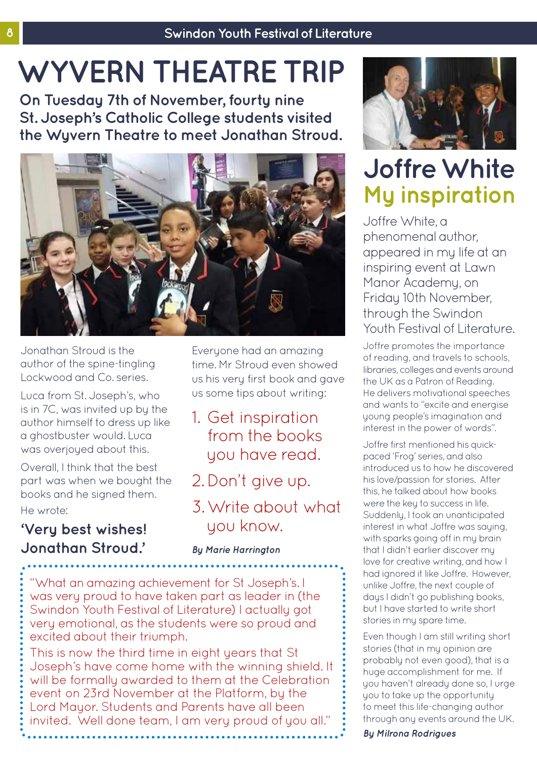# WYVERN THEATRE TRIP

**On Tuesday 7th of November, fourty nine St. Joseph's Catholic College students visited the Wyvern Theatre to meet Jonathan Stroud.**

Jonathan Stroud is the author of the spine-tingling Lockwood and Co. series.

Luca from St. Joseph's, who is in 7C, was invited up by the author himself to dress up like a ghostbuster would. Luca was overjoyed about this.

Overall, I think that the best part was when we bought the books and he signed them.

He wrote:

**'Very best wishes! Jonathan Stroud.'**

Everyone had an amazing time. Mr Stroud even showed us his very first book and gave us some tips about writing:

1. Get inspiration from the books you have read.
2. Don't give up.
3. Write about what you know.

***By Marie Harrington***

"What an amazing achievement for St Joseph's. I was very proud to have taken part as leader in (the Swindon Youth Festival of Literature) I actually got very emotional, as the students were so proud and excited about their triumph.

This is now the third time in eight years that St Joseph's have come home with the winning shield. It will be formally awarded to them at the Celebration event on 23rd November at the Platform, by the Lord Mayor. Students and Parents have all been invited. Well done team, I am very proud of you all."

# Joffre White

## My inspiration

Joffre White, a phenomenal author, appeared in my life at an inspiring event at Lawn Manor Academy, on Friday 10th November, through the Swindon Youth Festival of Literature.

Joffre promotes the importance of reading, and travels to schools, libraries, colleges and events around the UK as a Patron of Reading. He delivers motivational speeches and wants to "excite and energise young people's imagination and interest in the power of words".

Joffre first mentioned his quick-paced 'Frog' series, and also introduced us to how he discovered his love/passion for stories. After this, he talked about how books were the key to success in life. Suddenly, I took an unanticipated interest in what Joffre was saying, with sparks going off in my brain that I didn't earlier discover my love for creative writing, and how I had ignored it like Joffre. However, unlike Joffre, the next couple of days I didn't go publishing books, but I have started to write short stories in my spare time.

Even though I am still writing short stories (that in my opinion are probably not even good), that is a huge accomplishment for me. If you haven't already done so, I urge you to take up the opportunity to meet this life-changing author through any events around the UK.

***By Milrona Rodrigues***